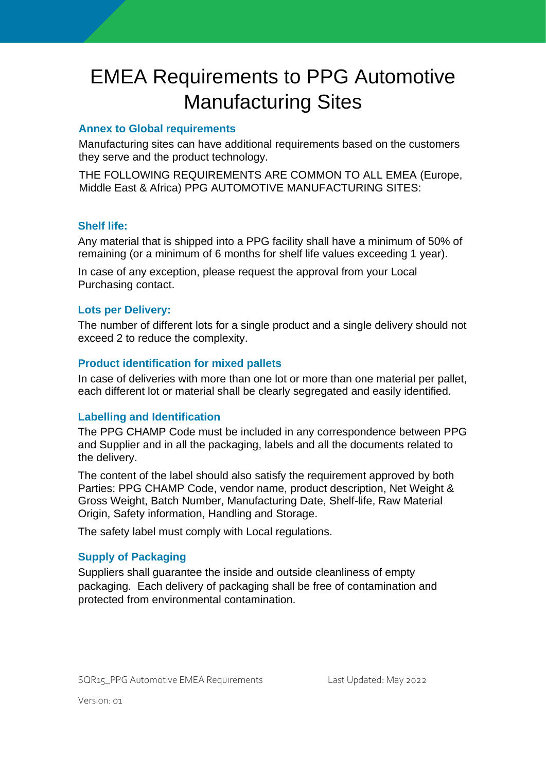# EMEA Requirements to PPG Automotive Manufacturing Sites

## Annex to Global requirements

Manufacturing sites can have additional requirements based on the customers they serve and the product technology.

THE FOLLOWING REQUIREMENTS ARE COMMON TO ALL EMEA (Europe, Middle East & Africa) PPG AUTOMOTIVE MANUFACTURING SITES:

### Shelf life:

Any material that is shipped into a PPG facility shall have a minimum of 50% of remaining (or a minimum of 6 months for shelf life values exceeding 1 year).

In case of any exception, please request the approval from your Local Purchasing contact.

### Lots per Delivery:

The number of different lots for a single product and a single delivery should not exceed 2 to reduce the complexity.

### Product identification for mixed pallets

In case of deliveries with more than one lot or more than one material per pallet, each different lot or material shall be clearly segregated and easily identified.

### Labelling and Identification

The PPG CHAMP Code must be included in any correspondence between PPG and Supplier and in all the packaging, labels and all the documents related to the delivery.

The content of the label should also satisfy the requirement approved by both Parties: PPG CHAMP Code, vendor name, product description, Net Weight & Gross Weight, Batch Number, Manufacturing Date, Shelf-life, Raw Material Origin, Safety information, Handling and Storage.

The safety label must comply with Local regulations.

### Supply of Packaging

Suppliers shall guarantee the inside and outside cleanliness of empty packaging. Each delivery of packaging shall be free of contamination and protected from environmental contamination.

SQR15_PPG Automotive EMEA Requirements Last Updated: May 2022

Version: 01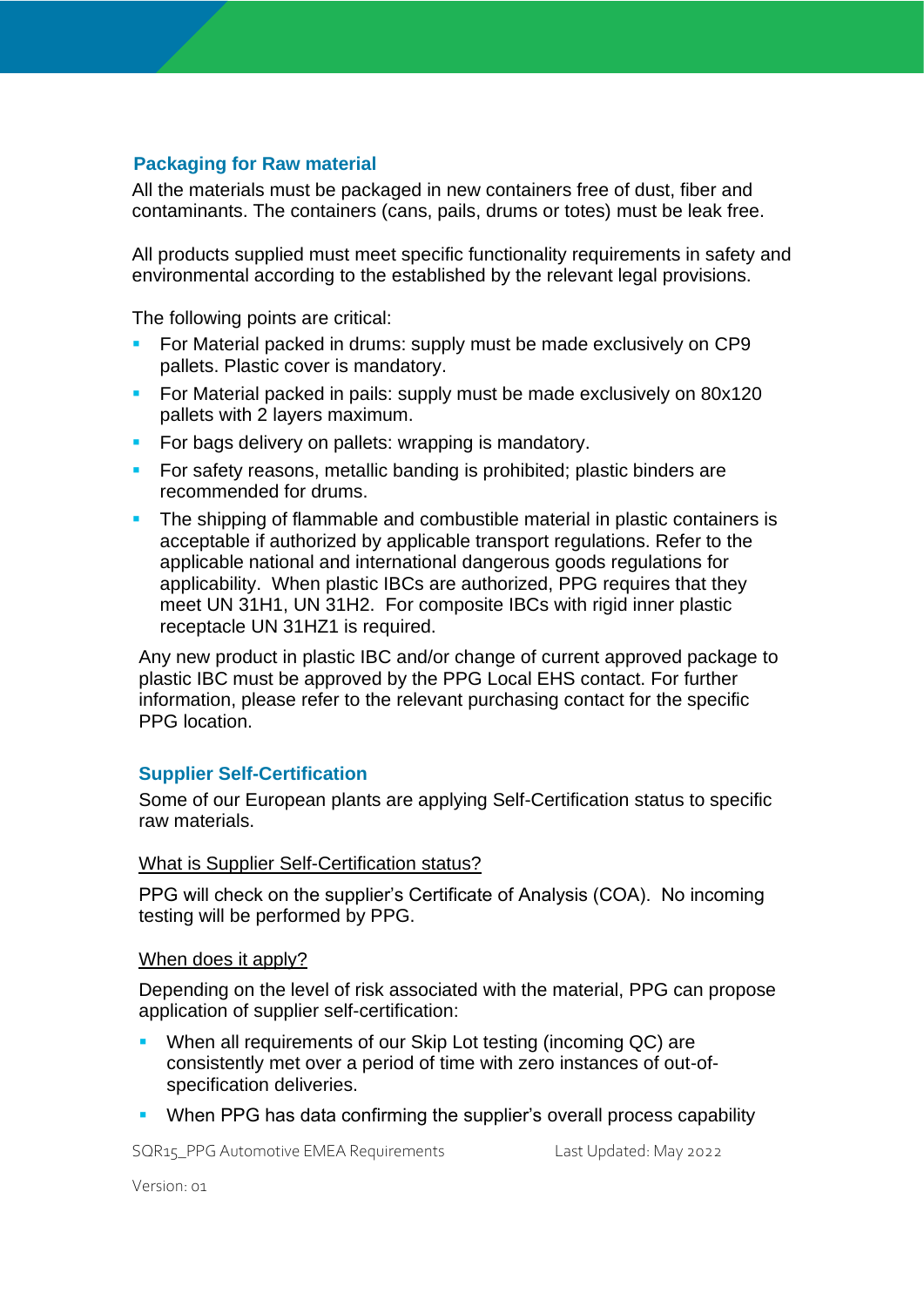## Packaging for Raw material

All the materials must be packaged in new containers free of dust, fiber and contaminants. The containers (cans, pails, drums or totes) must be leak free.

All products supplied must meet specific functionality requirements in safety and environmental according to the established by the relevant legal provisions.

The following points are critical:

- For Material packed in drums: supply must be made exclusively on CP9 pallets. Plastic cover is mandatory.
- For Material packed in pails: supply must be made exclusively on 80x120 pallets with 2 layers maximum.
- For bags delivery on pallets: wrapping is mandatory.
- For safety reasons, metallic banding is prohibited; plastic binders are recommended for drums.
- The shipping of flammable and combustible material in plastic containers is acceptable if authorized by applicable transport regulations. Refer to the applicable national and international dangerous goods regulations for applicability. When plastic IBCs are authorized, PPG requires that they meet UN 31H1, UN 31H2. For composite IBCs with rigid inner plastic receptacle UN 31HZ1 is required.

Any new product in plastic IBC and/or change of current approved package to plastic IBC must be approved by the PPG Local EHS contact. For further information, please refer to the relevant purchasing contact for the specific PPG location.

## Supplier Self-Certification

Some of our European plants are applying Self-Certification status to specific raw materials.

<u>What is Supplier Self-Certification status?</u>

PPG will check on the supplier's Certificate of Analysis (COA). No incoming testing will be performed by PPG.

<u>When does it apply?</u>

Depending on the level of risk associated with the material, PPG can propose application of supplier self-certification:

- When all requirements of our Skip Lot testing (incoming QC) are consistently met over a period of time with zero instances of out-of-specification deliveries.
- When PPG has data confirming the supplier's overall process capability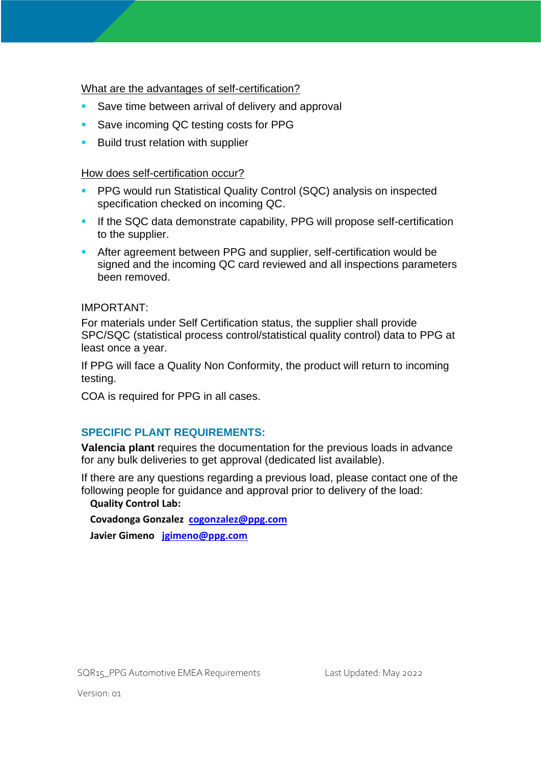What are the advantages of self-certification?

- Save time between arrival of delivery and approval
- Save incoming QC testing costs for PPG
- Build trust relation with supplier

How does self-certification occur?

- PPG would run Statistical Quality Control (SQC) analysis on inspected specification checked on incoming QC.
- If the SQC data demonstrate capability, PPG will propose self-certification to the supplier.
- After agreement between PPG and supplier, self-certification would be signed and the incoming QC card reviewed and all inspections parameters been removed.

IMPORTANT:

For materials under Self Certification status, the supplier shall provide SPC/SQC (statistical process control/statistical quality control) data to PPG at least once a year.

If PPG will face a Quality Non Conformity, the product will return to incoming testing.

COA is required for PPG in all cases.

## SPECIFIC PLANT REQUIREMENTS:

**Valencia plant** requires the documentation for the previous loads in advance for any bulk deliveries to get approval (dedicated list available).

If there are any questions regarding a previous load, please contact one of the following people for guidance and approval prior to delivery of the load:

**Quality Control Lab:**

**Covadonga Gonzalez** cogonzalez@ppg.com

**Javier Gimeno** jgimeno@ppg.com